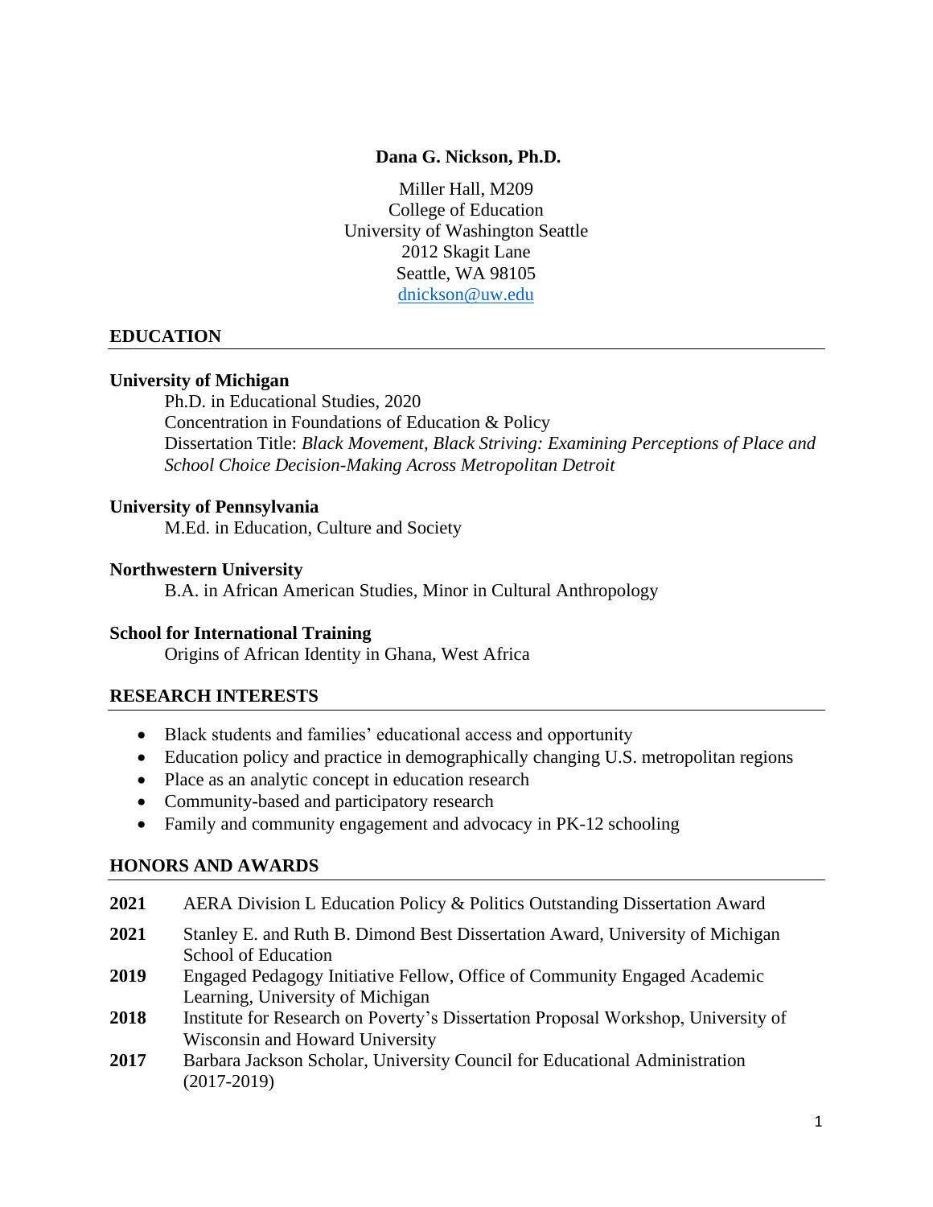# Dana G. Nickson, Ph.D.

Miller Hall, M209
College of Education
University of Washington Seattle
2012 Skagit Lane
Seattle, WA 98105
dnickson@uw.edu

## EDUCATION

**University of Michigan**
Ph.D. in Educational Studies, 2020
Concentration in Foundations of Education & Policy
Dissertation Title: *Black Movement, Black Striving: Examining Perceptions of Place and School Choice Decision-Making Across Metropolitan Detroit*

**University of Pennsylvania**
M.Ed. in Education, Culture and Society

**Northwestern University**
B.A. in African American Studies, Minor in Cultural Anthropology

**School for International Training**
Origins of African Identity in Ghana, West Africa

## RESEARCH INTERESTS

- Black students and families' educational access and opportunity
- Education policy and practice in demographically changing U.S. metropolitan regions
- Place as an analytic concept in education research
- Community-based and participatory research
- Family and community engagement and advocacy in PK-12 schooling

## HONORS AND AWARDS

**2021** AERA Division L Education Policy & Politics Outstanding Dissertation Award

**2021** Stanley E. and Ruth B. Dimond Best Dissertation Award, University of Michigan School of Education

**2019** Engaged Pedagogy Initiative Fellow, Office of Community Engaged Academic Learning, University of Michigan

**2018** Institute for Research on Poverty's Dissertation Proposal Workshop, University of Wisconsin and Howard University

**2017** Barbara Jackson Scholar, University Council for Educational Administration (2017-2019)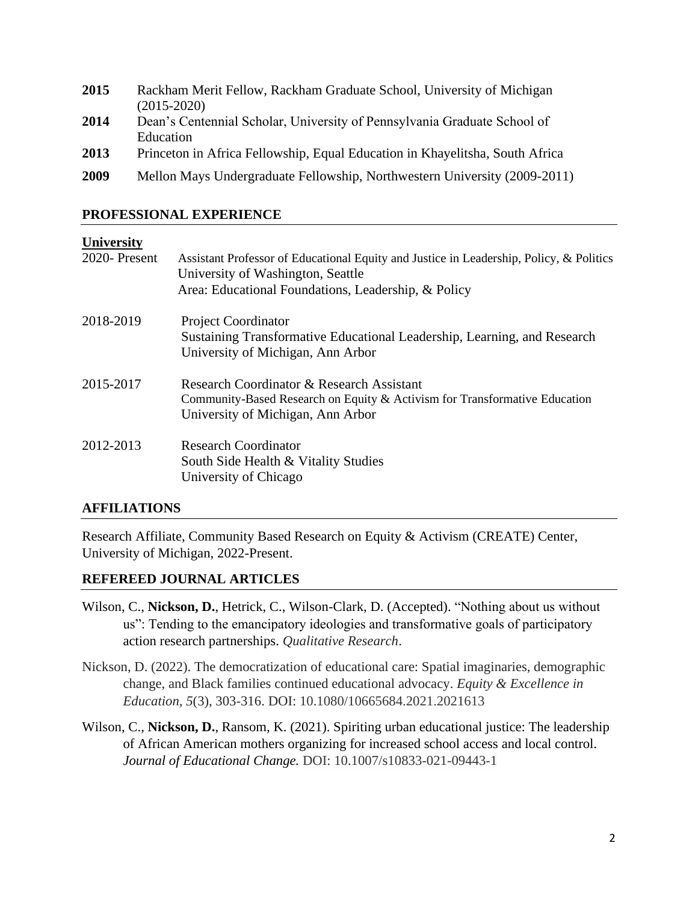**2015** Rackham Merit Fellow, Rackham Graduate School, University of Michigan (2015-2020)

**2014** Dean's Centennial Scholar, University of Pennsylvania Graduate School of Education

**2013** Princeton in Africa Fellowship, Equal Education in Khayelitsha, South Africa

**2009** Mellon Mays Undergraduate Fellowship, Northwestern University (2009-2011)

## PROFESSIONAL EXPERIENCE

### University

2020- Present
Assistant Professor of Educational Equity and Justice in Leadership, Policy, & Politics
University of Washington, Seattle
Area: Educational Foundations, Leadership, & Policy

2018-2019
Project Coordinator
Sustaining Transformative Educational Leadership, Learning, and Research
University of Michigan, Ann Arbor

2015-2017
Research Coordinator & Research Assistant
Community-Based Research on Equity & Activism for Transformative Education
University of Michigan, Ann Arbor

2012-2013
Research Coordinator
South Side Health & Vitality Studies
University of Chicago

## AFFILIATIONS

Research Affiliate, Community Based Research on Equity & Activism (CREATE) Center, University of Michigan, 2022-Present.

## REFEREED JOURNAL ARTICLES

Wilson, C., **Nickson, D.**, Hetrick, C., Wilson-Clark, D. (Accepted). "Nothing about us without us": Tending to the emancipatory ideologies and transformative goals of participatory action research partnerships. *Qualitative Research*.

Nickson, D. (2022). The democratization of educational care: Spatial imaginaries, demographic change, and Black families continued educational advocacy. *Equity & Excellence in Education*, *5*(3), 303-316. DOI: 10.1080/10665684.2021.2021613

Wilson, C., **Nickson, D.**, Ransom, K. (2021). Spiriting urban educational justice: The leadership of African American mothers organizing for increased school access and local control. *Journal of Educational Change.* DOI: 10.1007/s10833-021-09443-1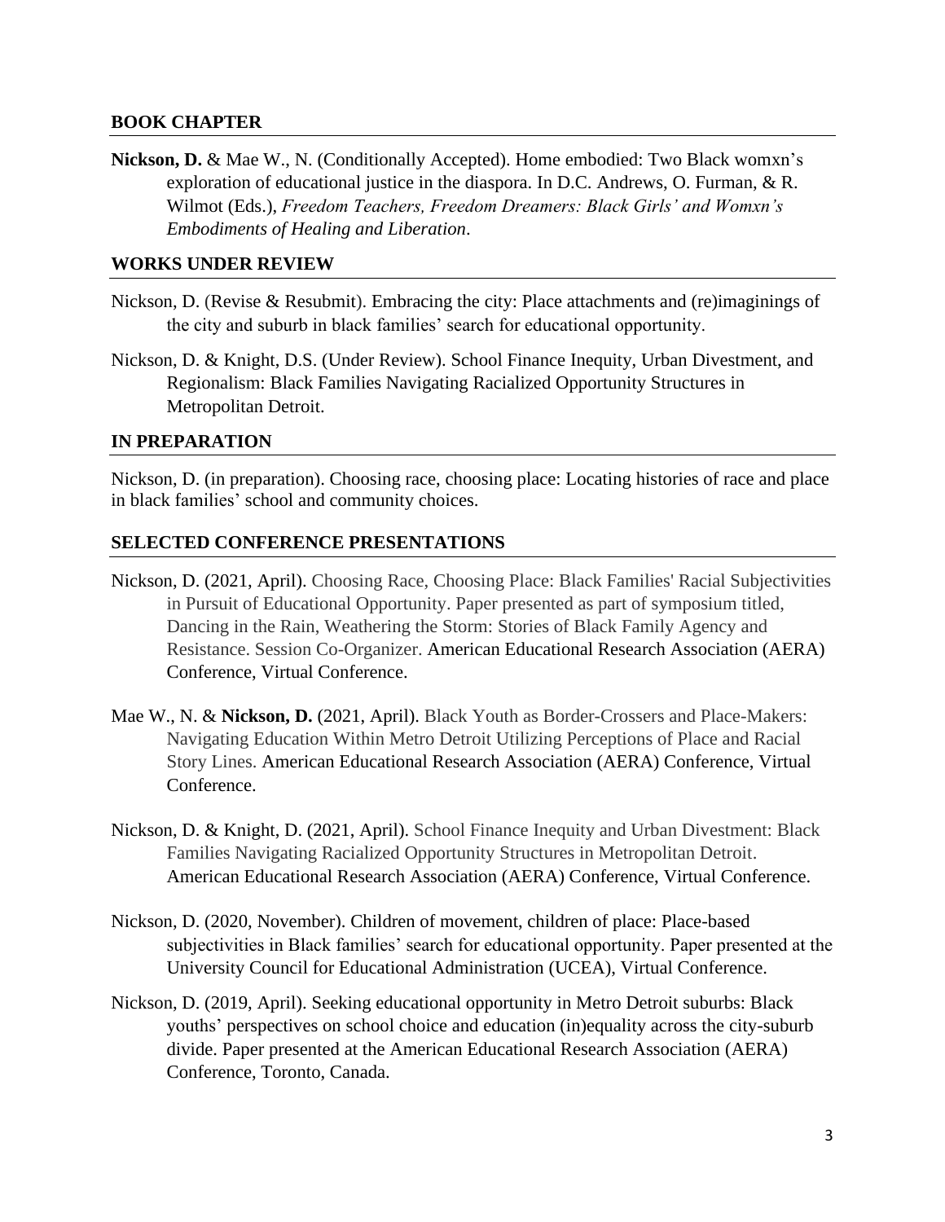## BOOK CHAPTER

**Nickson, D.** & Mae W., N. (Conditionally Accepted). Home embodied: Two Black womxn's exploration of educational justice in the diaspora. In D.C. Andrews, O. Furman, & R. Wilmot (Eds.), *Freedom Teachers, Freedom Dreamers: Black Girls' and Womxn's Embodiments of Healing and Liberation*.

## WORKS UNDER REVIEW

Nickson, D. (Revise & Resubmit). Embracing the city: Place attachments and (re)imaginings of the city and suburb in black families' search for educational opportunity.

Nickson, D. & Knight, D.S. (Under Review). School Finance Inequity, Urban Divestment, and Regionalism: Black Families Navigating Racialized Opportunity Structures in Metropolitan Detroit.

## IN PREPARATION

Nickson, D. (in preparation). Choosing race, choosing place: Locating histories of race and place in black families' school and community choices.

## SELECTED CONFERENCE PRESENTATIONS

Nickson, D. (2021, April). Choosing Race, Choosing Place: Black Families' Racial Subjectivities in Pursuit of Educational Opportunity. Paper presented as part of symposium titled, Dancing in the Rain, Weathering the Storm: Stories of Black Family Agency and Resistance. Session Co-Organizer. American Educational Research Association (AERA) Conference, Virtual Conference.

Mae W., N. & **Nickson, D.** (2021, April). Black Youth as Border-Crossers and Place-Makers: Navigating Education Within Metro Detroit Utilizing Perceptions of Place and Racial Story Lines. American Educational Research Association (AERA) Conference, Virtual Conference.

Nickson, D. & Knight, D. (2021, April). School Finance Inequity and Urban Divestment: Black Families Navigating Racialized Opportunity Structures in Metropolitan Detroit. American Educational Research Association (AERA) Conference, Virtual Conference.

Nickson, D. (2020, November). Children of movement, children of place: Place-based subjectivities in Black families' search for educational opportunity. Paper presented at the University Council for Educational Administration (UCEA), Virtual Conference.

Nickson, D. (2019, April). Seeking educational opportunity in Metro Detroit suburbs: Black youths' perspectives on school choice and education (in)equality across the city-suburb divide. Paper presented at the American Educational Research Association (AERA) Conference, Toronto, Canada.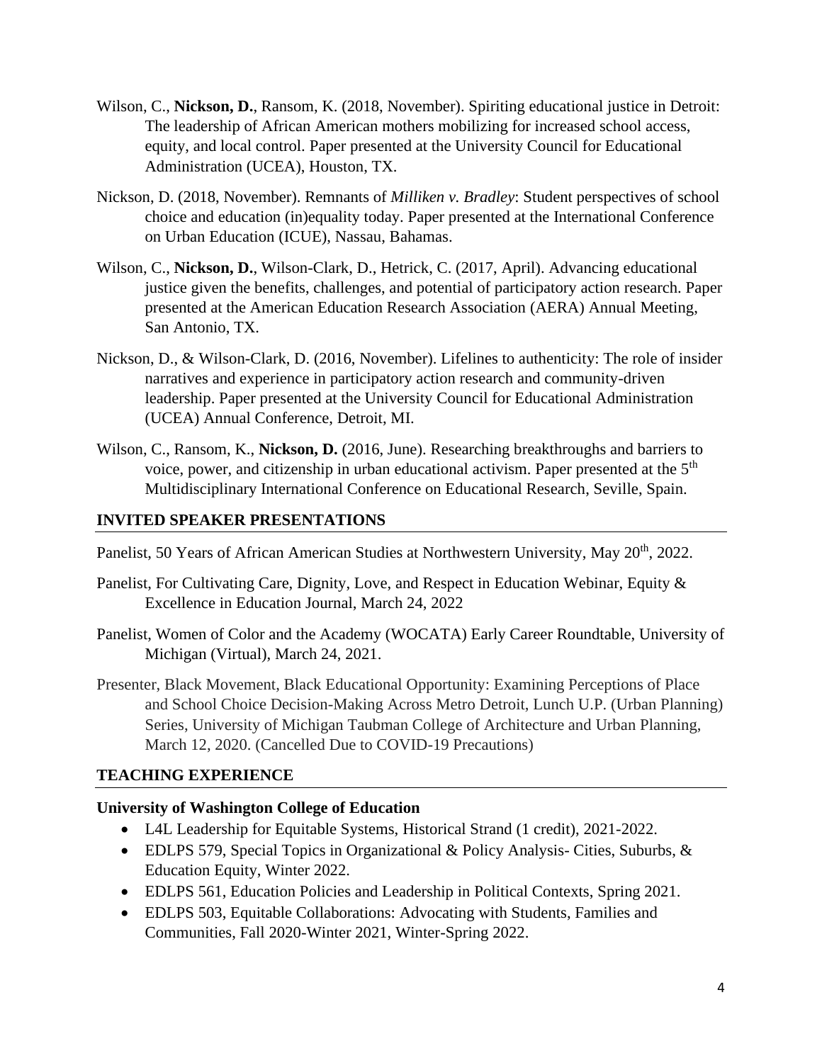Wilson, C., **Nickson, D.**, Ransom, K. (2018, November). Spiriting educational justice in Detroit: The leadership of African American mothers mobilizing for increased school access, equity, and local control. Paper presented at the University Council for Educational Administration (UCEA), Houston, TX.

Nickson, D. (2018, November). Remnants of *Milliken v. Bradley*: Student perspectives of school choice and education (in)equality today. Paper presented at the International Conference on Urban Education (ICUE), Nassau, Bahamas.

Wilson, C., **Nickson, D.**, Wilson-Clark, D., Hetrick, C. (2017, April). Advancing educational justice given the benefits, challenges, and potential of participatory action research. Paper presented at the American Education Research Association (AERA) Annual Meeting, San Antonio, TX.

Nickson, D., & Wilson-Clark, D. (2016, November). Lifelines to authenticity: The role of insider narratives and experience in participatory action research and community-driven leadership. Paper presented at the University Council for Educational Administration (UCEA) Annual Conference, Detroit, MI.

Wilson, C., Ransom, K., **Nickson, D.** (2016, June). Researching breakthroughs and barriers to voice, power, and citizenship in urban educational activism. Paper presented at the 5th Multidisciplinary International Conference on Educational Research, Seville, Spain.

## INVITED SPEAKER PRESENTATIONS

Panelist, 50 Years of African American Studies at Northwestern University, May 20th, 2022.

Panelist, For Cultivating Care, Dignity, Love, and Respect in Education Webinar, Equity & Excellence in Education Journal, March 24, 2022

Panelist, Women of Color and the Academy (WOCATA) Early Career Roundtable, University of Michigan (Virtual), March 24, 2021.

Presenter, Black Movement, Black Educational Opportunity: Examining Perceptions of Place and School Choice Decision-Making Across Metro Detroit, Lunch U.P. (Urban Planning) Series, University of Michigan Taubman College of Architecture and Urban Planning, March 12, 2020. (Cancelled Due to COVID-19 Precautions)

## TEACHING EXPERIENCE

**University of Washington College of Education**

- L4L Leadership for Equitable Systems, Historical Strand (1 credit), 2021-2022.
- EDLPS 579, Special Topics in Organizational & Policy Analysis- Cities, Suburbs, & Education Equity, Winter 2022.
- EDLPS 561, Education Policies and Leadership in Political Contexts, Spring 2021.
- EDLPS 503, Equitable Collaborations: Advocating with Students, Families and Communities, Fall 2020-Winter 2021, Winter-Spring 2022.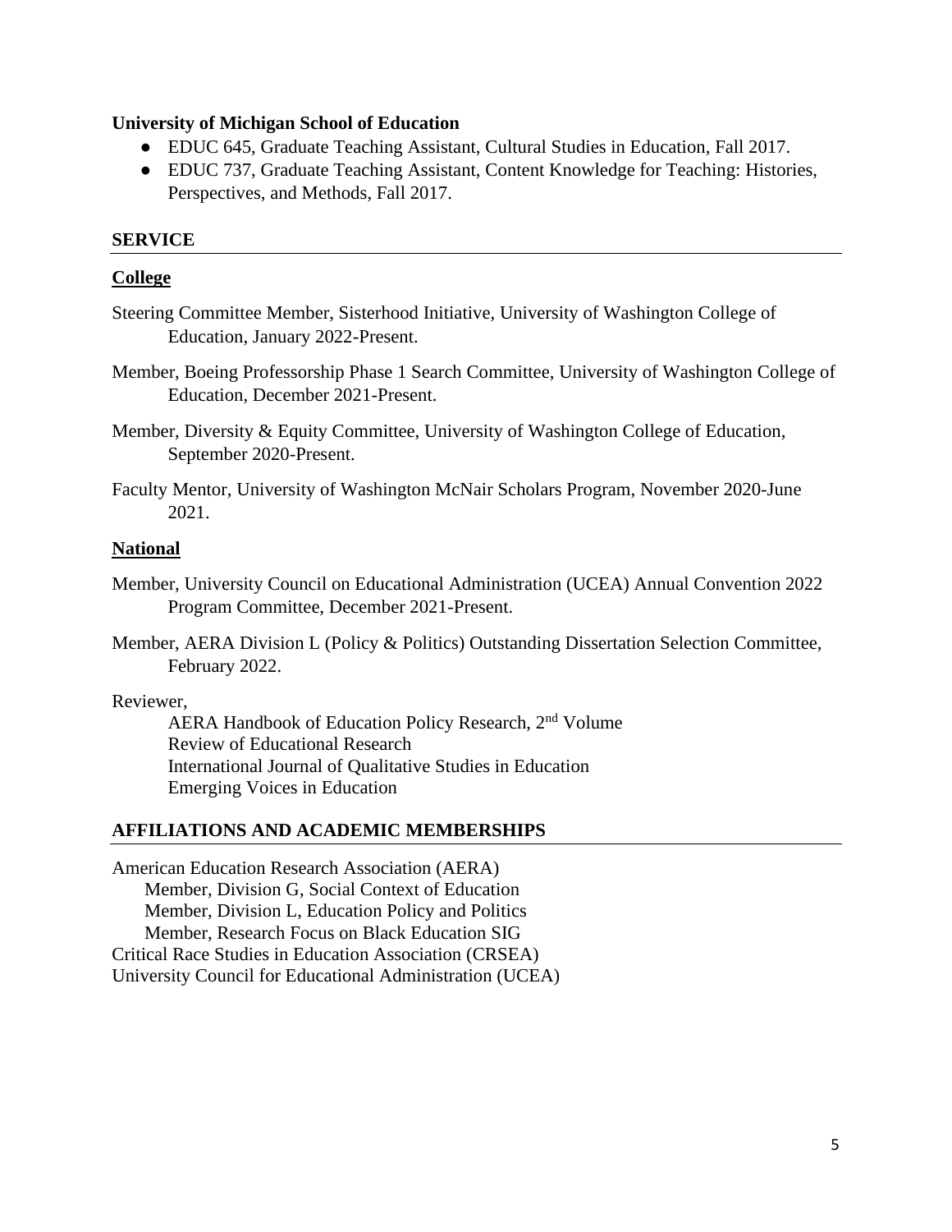**University of Michigan School of Education**

- EDUC 645, Graduate Teaching Assistant, Cultural Studies in Education, Fall 2017.
- EDUC 737, Graduate Teaching Assistant, Content Knowledge for Teaching: Histories, Perspectives, and Methods, Fall 2017.

## SERVICE

### College

Steering Committee Member, Sisterhood Initiative, University of Washington College of Education, January 2022-Present.

Member, Boeing Professorship Phase 1 Search Committee, University of Washington College of Education, December 2021-Present.

Member, Diversity & Equity Committee, University of Washington College of Education, September 2020-Present.

Faculty Mentor, University of Washington McNair Scholars Program, November 2020-June 2021.

### National

Member, University Council on Educational Administration (UCEA) Annual Convention 2022 Program Committee, December 2021-Present.

Member, AERA Division L (Policy & Politics) Outstanding Dissertation Selection Committee, February 2022.

Reviewer,

AERA Handbook of Education Policy Research, 2nd Volume
Review of Educational Research
International Journal of Qualitative Studies in Education
Emerging Voices in Education

## AFFILIATIONS AND ACADEMIC MEMBERSHIPS

American Education Research Association (AERA)
Member, Division G, Social Context of Education
Member, Division L, Education Policy and Politics
Member, Research Focus on Black Education SIG
Critical Race Studies in Education Association (CRSEA)
University Council for Educational Administration (UCEA)